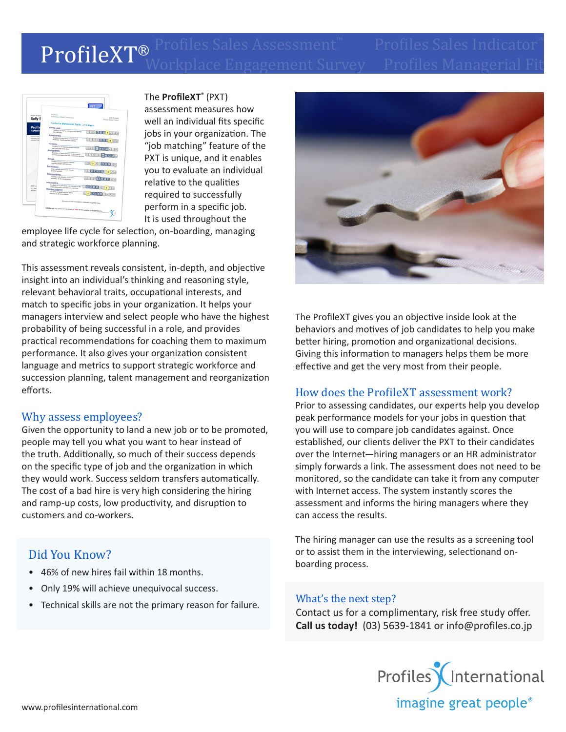# ProfileXT®

Profiles Sales Assessment™ Profiles Sales Indicator™ Workplace Engagement Survey Profiles Managerial Fit

The **ProfileXT**® (PXT) assessment measures how well an individual fits specific jobs in your organization. The "job matching" feature of the PXT is unique, and it enables you to evaluate an individual relative to the qualities required to successfully perform in a specific job. It is used throughout the employee life cycle for selection, on-boarding, managing and strategic workforce planning.

This assessment reveals consistent, in-depth, and objective insight into an individual's thinking and reasoning style, relevant behavioral traits, occupational interests, and match to specific jobs in your organization. It helps your managers interview and select people who have the highest probability of being successful in a role, and provides practical recommendations for coaching them to maximum performance. It also gives your organization consistent language and metrics to support strategic workforce and succession planning, talent management and reorganization efforts.

## Why assess employees?

Given the opportunity to land a new job or to be promoted, people may tell you what you want to hear instead of the truth. Additionally, so much of their success depends on the specific type of job and the organization in which they would work. Success seldom transfers automatically. The cost of a bad hire is very high considering the hiring and ramp-up costs, low productivity, and disruption to customers and co-workers.

## Did You Know?

- 46% of new hires fail within 18 months.
- Only 19% will achieve unequivocal success.
- Technical skills are not the primary reason for failure.

The ProfileXT gives you an objective inside look at the behaviors and motives of job candidates to help you make better hiring, promotion and organizational decisions. Giving this information to managers helps them be more effective and get the very most from their people.

## How does the ProfileXT assessment work?

Prior to assessing candidates, our experts help you develop peak performance models for your jobs in question that you will use to compare job candidates against. Once established, our clients deliver the PXT to their candidates over the Internet—hiring managers or an HR administrator simply forwards a link. The assessment does not need to be monitored, so the candidate can take it from any computer with Internet access. The system instantly scores the assessment and informs the hiring managers where they can access the results.

The hiring manager can use the results as a screening tool or to assist them in the interviewing, selectionand on-boarding process.

## What's the next step?

Contact us for a complimentary, risk free study offer.
**Call us today!** (03) 5639-1841 or info@profiles.co.jp

Profiles International
imagine great people®

www.profilesinternational.com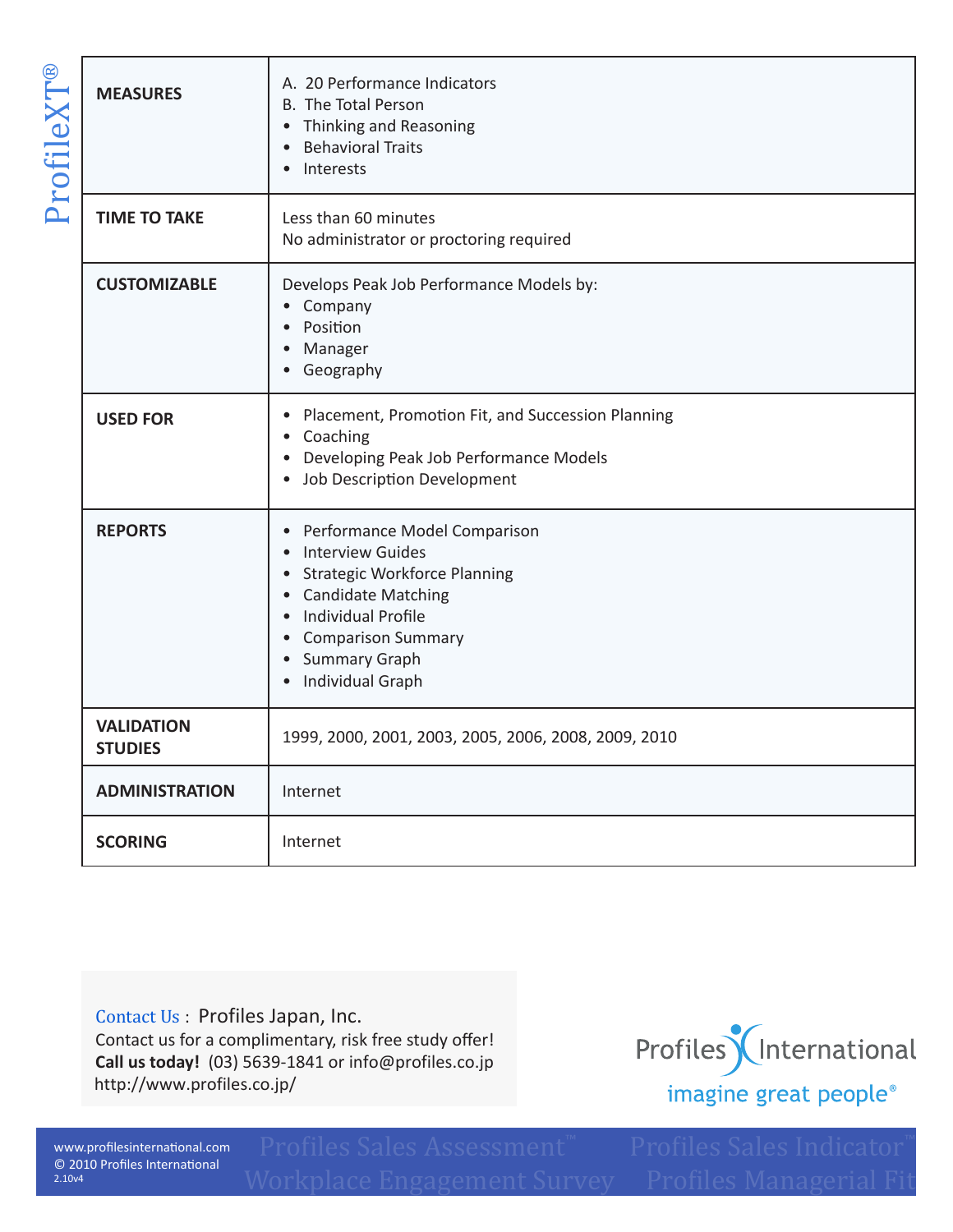# ProfileXT®

| | |
|---|---|
| **MEASURES** | A. 20 Performance Indicators<br>B. The Total Person<br>• Thinking and Reasoning<br>• Behavioral Traits<br>• Interests |
| **TIME TO TAKE** | Less than 60 minutes<br>No administrator or proctoring required |
| **CUSTOMIZABLE** | Develops Peak Job Performance Models by:<br>• Company<br>• Position<br>• Manager<br>• Geography |
| **USED FOR** | • Placement, Promotion Fit, and Succession Planning<br>• Coaching<br>• Developing Peak Job Performance Models<br>• Job Description Development |
| **REPORTS** | • Performance Model Comparison<br>• Interview Guides<br>• Strategic Workforce Planning<br>• Candidate Matching<br>• Individual Profile<br>• Comparison Summary<br>• Summary Graph<br>• Individual Graph |
| **VALIDATION STUDIES** | 1999, 2000, 2001, 2003, 2005, 2006, 2008, 2009, 2010 |
| **ADMINISTRATION** | Internet |
| **SCORING** | Internet |

Contact Us : Profiles Japan, Inc.
Contact us for a complimentary, risk free study offer!
**Call us today!** (03) 5639-1841 or info@profiles.co.jp
http://www.profiles.co.jp/

Profiles International
imagine great people®

www.profilesinternational.com
© 2010 Profiles International
2.10v4

Profiles Sales Assessment™ Profiles Sales Indicator™ Workplace Engagement Survey Profiles Managerial Fit